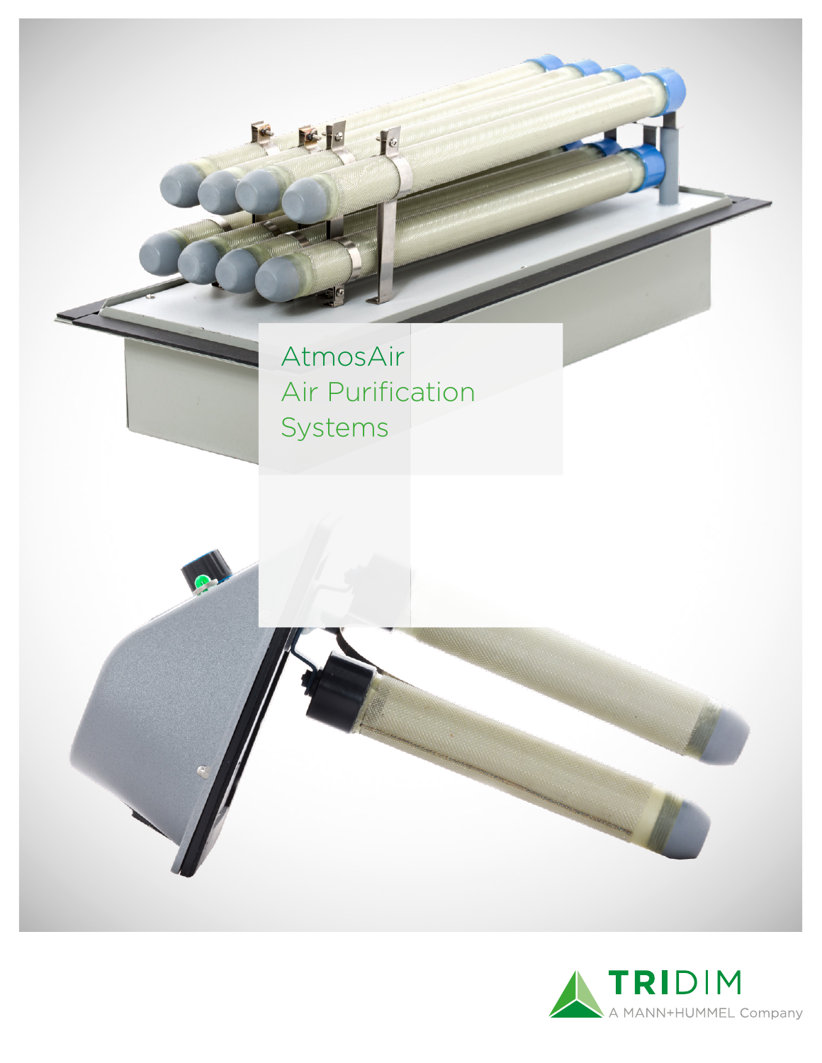# AtmosAir Air Purification Systems

TRIDIM

A MANN+HUMMEL Company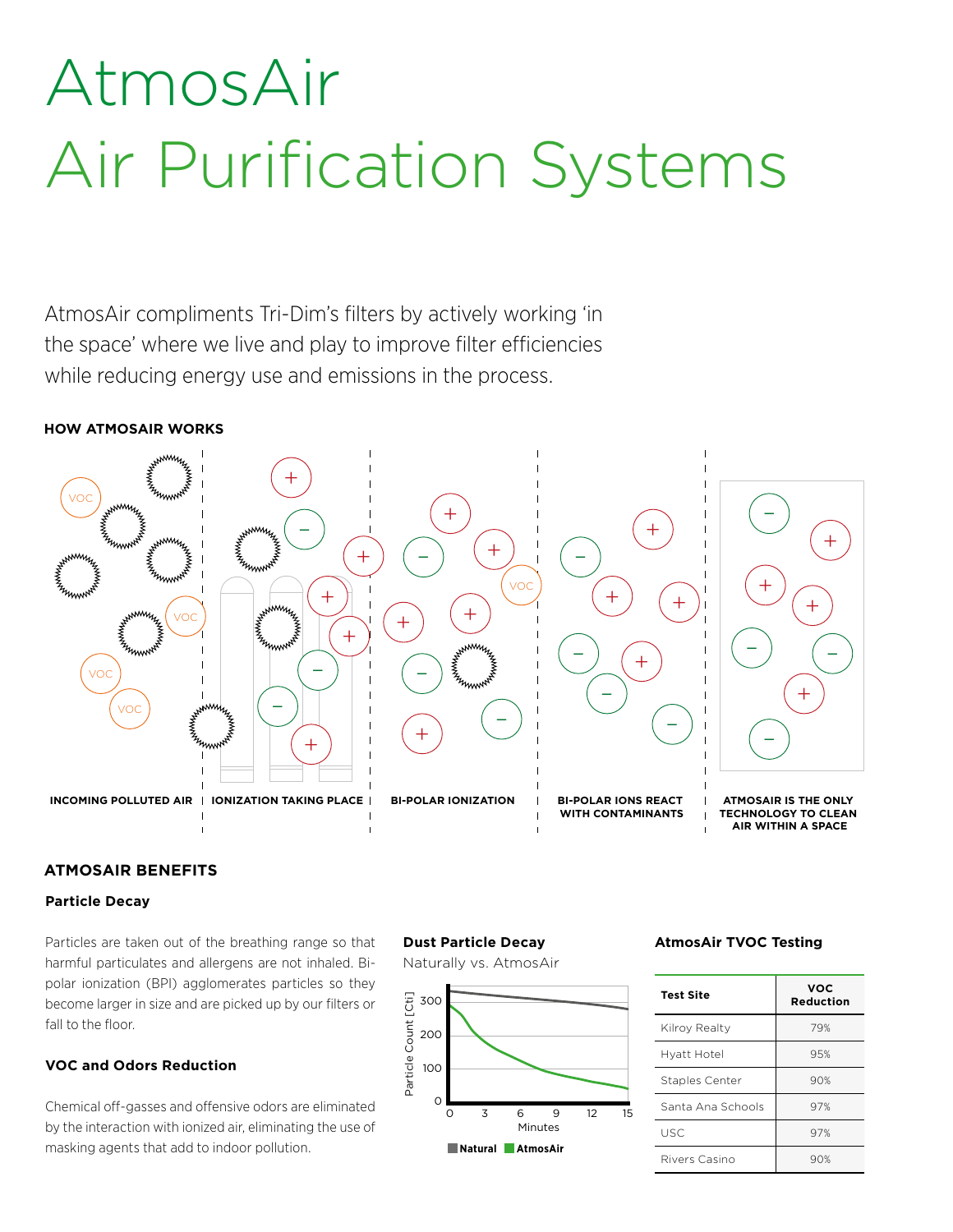# AtmosAir
# Air Purification Systems

AtmosAir compliments Tri-Dim's filters by actively working 'in the space' where we live and play to improve filter efficiencies while reducing energy use and emissions in the process.

**HOW ATMOSAIR WORKS**

INCOMING POLLUTED AIR | IONIZATION TAKING PLACE | BI-POLAR IONIZATION | BI-POLAR IONS REACT WITH CONTAMINANTS | ATMOSAIR IS THE ONLY TECHNOLOGY TO CLEAN AIR WITHIN A SPACE

## ATMOSAIR BENEFITS

### Particle Decay

Particles are taken out of the breathing range so that harmful particulates and allergens are not inhaled. Bi-polar ionization (BPI) agglomerates particles so they become larger in size and are picked up by our filters or fall to the floor.

### VOC and Odors Reduction

Chemical off-gasses and offensive odors are eliminated by the interaction with ionized air, eliminating the use of masking agents that add to indoor pollution.

**Dust Particle Decay**

Naturally vs. AtmosAir

Particle Count [Cti] vs. Minutes (0–15) — Natural, AtmosAir

**AtmosAir TVOC Testing**

| Test Site | VOC Reduction |
|---|---|
| Kilroy Realty | 79% |
| Hyatt Hotel | 95% |
| Staples Center | 90% |
| Santa Ana Schools | 97% |
| USC | 97% |
| Rivers Casino | 90% |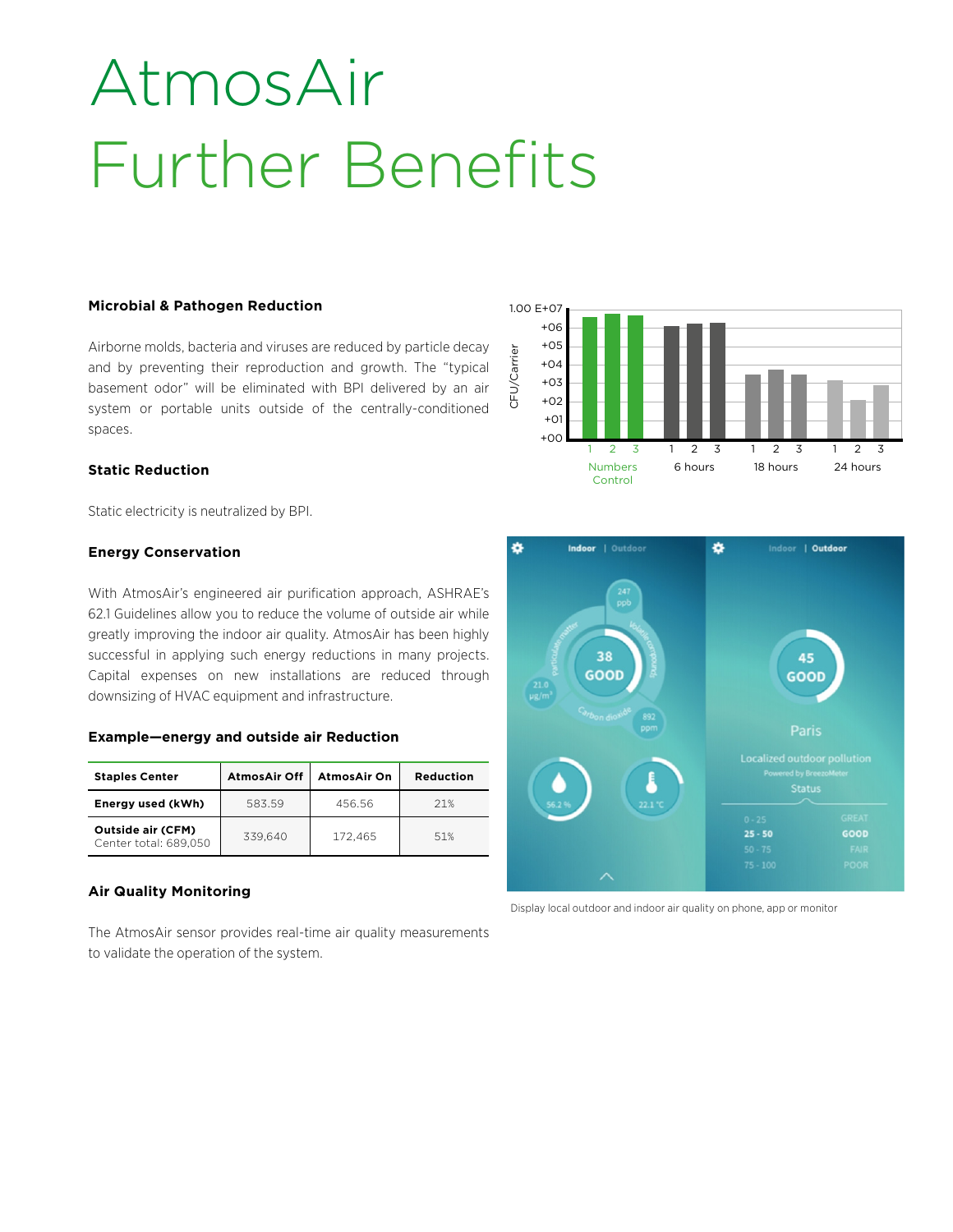# AtmosAir
# Further Benefits

### Microbial & Pathogen Reduction

Airborne molds, bacteria and viruses are reduced by particle decay and by preventing their reproduction and growth. The "typical basement odor" will be eliminated with BPI delivered by an air system or portable units outside of the centrally-conditioned spaces.

### Static Reduction

Static electricity is neutralized by BPI.

### Energy Conservation

With AtmosAir's engineered air purification approach, ASHRAE's 62.1 Guidelines allow you to reduce the volume of outside air while greatly improving the indoor air quality. AtmosAir has been highly successful in applying such energy reductions in many projects. Capital expenses on new installations are reduced through downsizing of HVAC equipment and infrastructure.

### Example—energy and outside air Reduction

| Staples Center | AtmosAir Off | AtmosAir On | Reduction |
|---|---|---|---|
| **Energy used (kWh)** | 583.59 | 456.56 | 21% |
| **Outside air (CFM)** Center total: 689,050 | 339,640 | 172,465 | 51% |

### Air Quality Monitoring

The AtmosAir sensor provides real-time air quality measurements to validate the operation of the system.

Display local outdoor and indoor air quality on phone, app or monitor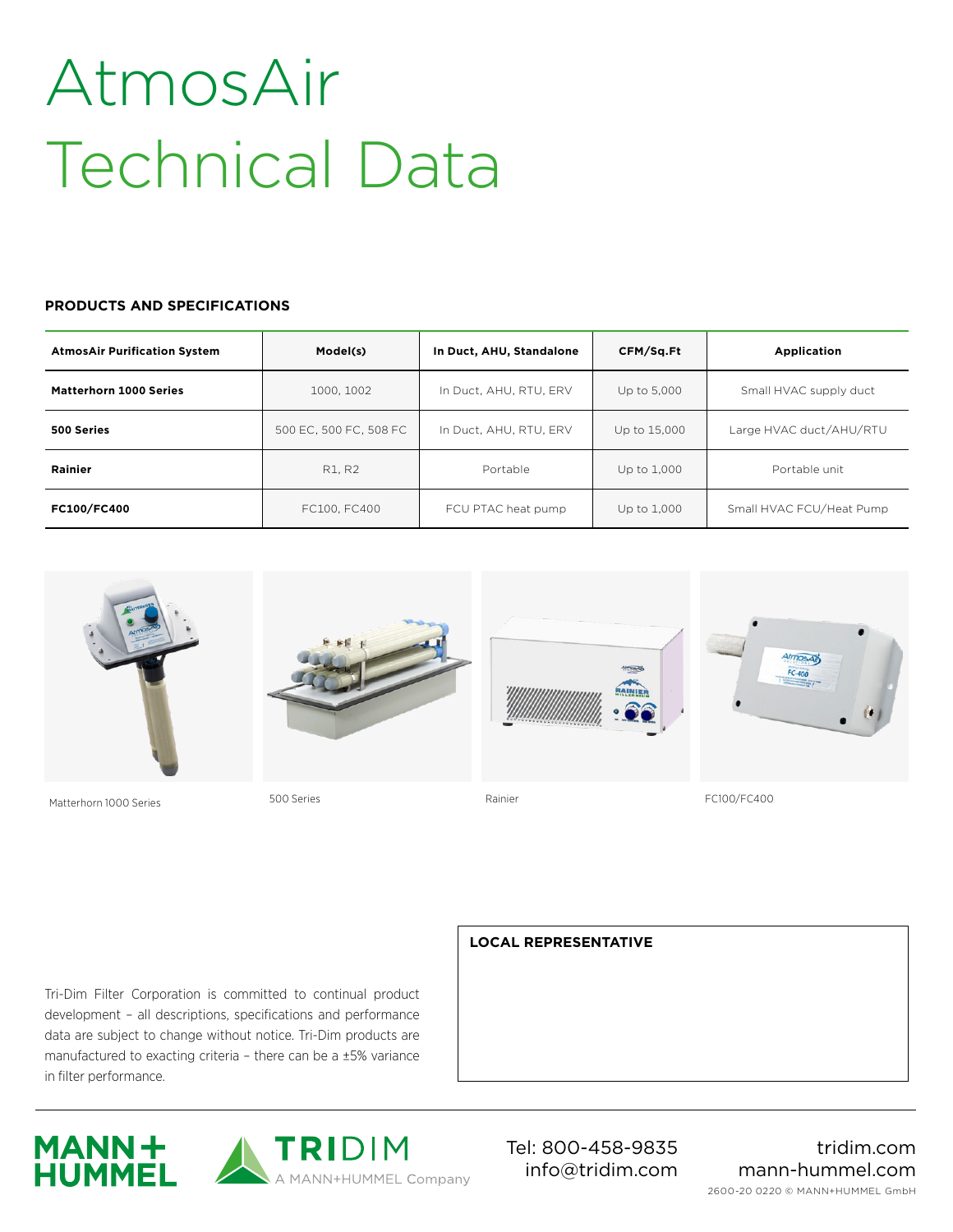# AtmosAir Technical Data

### PRODUCTS AND SPECIFICATIONS

| AtmosAir Purification System | Model(s) | In Duct, AHU, Standalone | CFM/Sq.Ft | Application |
|---|---|---|---|---|
| **Matterhorn 1000 Series** | 1000, 1002 | In Duct, AHU, RTU, ERV | Up to 5,000 | Small HVAC supply duct |
| **500 Series** | 500 EC, 500 FC, 508 FC | In Duct, AHU, RTU, ERV | Up to 15,000 | Large HVAC duct/AHU/RTU |
| **Rainier** | R1, R2 | Portable | Up to 1,000 | Portable unit |
| **FC100/FC400** | FC100, FC400 | FCU PTAC heat pump | Up to 1,000 | Small HVAC FCU/Heat Pump |

Matterhorn 1000 Series

500 Series

Rainier

FC100/FC400

Tri-Dim Filter Corporation is committed to continual product development – all descriptions, specifications and performance data are subject to change without notice. Tri-Dim products are manufactured to exacting criteria – there can be a ±5% variance in filter performance.

**LOCAL REPRESENTATIVE**

MANN+HUMMEL

TRIDIM A MANN+HUMMEL Company

Tel: 800-458-9835
info@tridim.com

tridim.com
mann-hummel.com

2600-20 0220 © MANN+HUMMEL GmbH